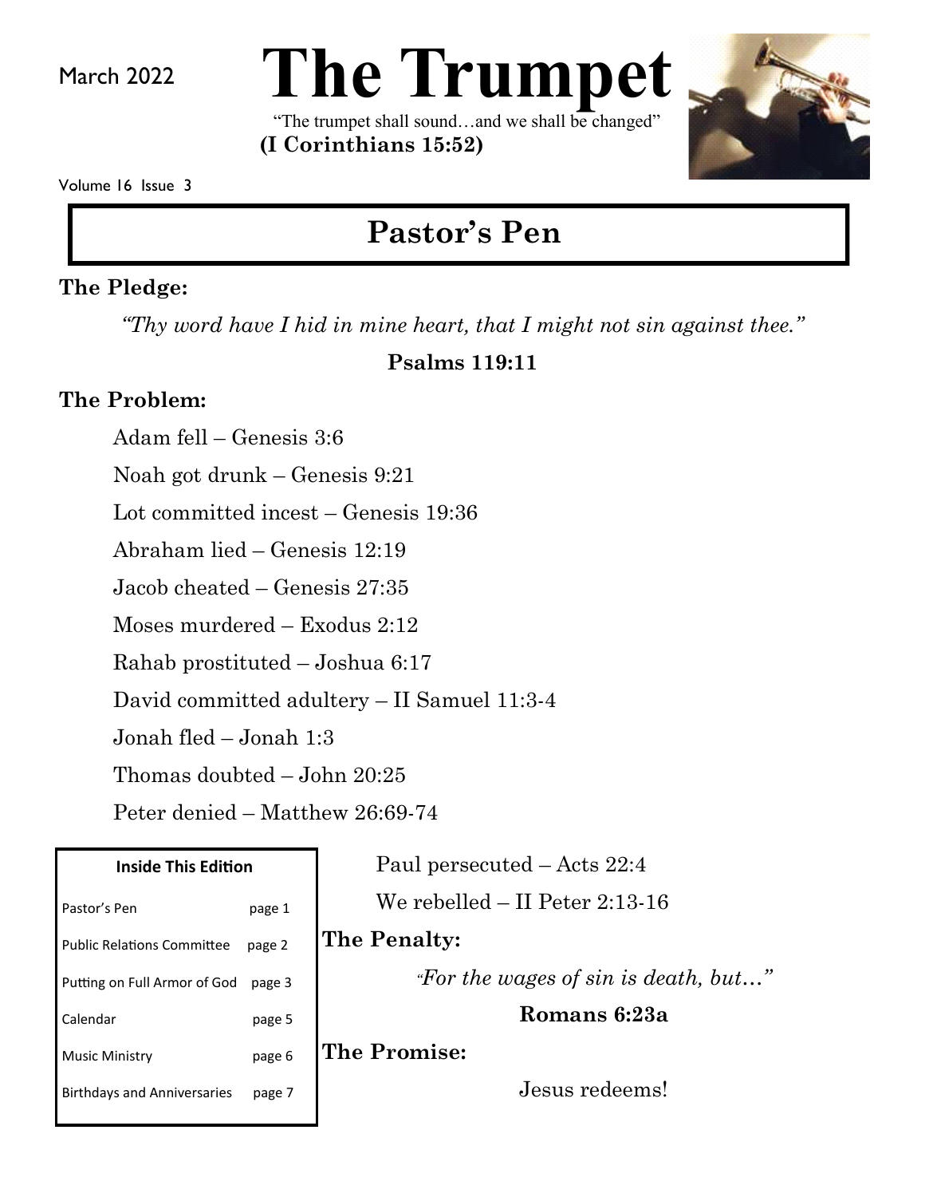March 2022

# The Trumpet

"The trumpet shall sound…and we shall be changed"

**(I Corinthians 15:52)**

Volume 16 Issue 3

## Pastor's Pen

**The Pledge:**

*"Thy word have I hid in mine heart, that I might not sin against thee."*

**Psalms 119:11**

**The Problem:**

Adam fell – Genesis 3:6

Noah got drunk – Genesis 9:21

Lot committed incest – Genesis 19:36

Abraham lied – Genesis 12:19

Jacob cheated – Genesis 27:35

Moses murdered – Exodus 2:12

Rahab prostituted – Joshua 6:17

David committed adultery – II Samuel 11:3-4

Jonah fled – Jonah 1:3

Thomas doubted – John 20:25

Peter denied – Matthew 26:69-74

Paul persecuted – Acts 22:4

We rebelled – II Peter 2:13-16

**The Penalty:**

*"For the wages of sin is death, but…"*

**Romans 6:23a**

**The Promise:**

Jesus redeems!

**Inside This Edition**

| Section | Page |
| --- | --- |
| Pastor's Pen | page 1 |
| Public Relations Committee | page 2 |
| Putting on Full Armor of God | page 3 |
| Calendar | page 5 |
| Music Ministry | page 6 |
| Birthdays and Anniversaries | page 7 |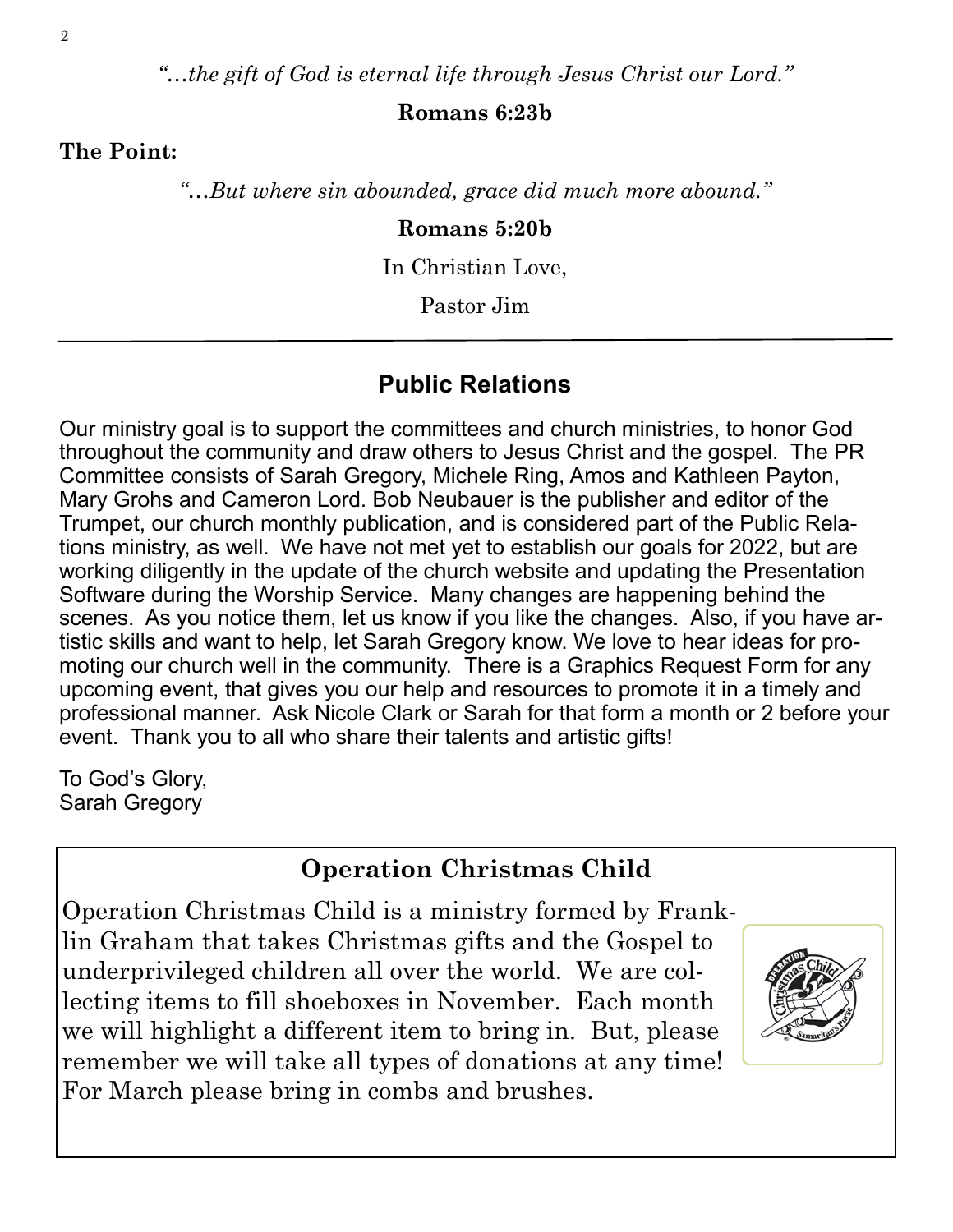*"…the gift of God is eternal life through Jesus Christ our Lord."*

**Romans 6:23b**

**The Point:**

*"…But where sin abounded, grace did much more abound."*

**Romans 5:20b**

In Christian Love,

Pastor Jim

---

## Public Relations

Our ministry goal is to support the committees and church ministries, to honor God throughout the community and draw others to Jesus Christ and the gospel. The PR Committee consists of Sarah Gregory, Michele Ring, Amos and Kathleen Payton, Mary Grohs and Cameron Lord. Bob Neubauer is the publisher and editor of the Trumpet, our church monthly publication, and is considered part of the Public Relations ministry, as well. We have not met yet to establish our goals for 2022, but are working diligently in the update of the church website and updating the Presentation Software during the Worship Service. Many changes are happening behind the scenes. As you notice them, let us know if you like the changes. Also, if you have artistic skills and want to help, let Sarah Gregory know. We love to hear ideas for promoting our church well in the community. There is a Graphics Request Form for any upcoming event, that gives you our help and resources to promote it in a timely and professional manner. Ask Nicole Clark or Sarah for that form a month or 2 before your event. Thank you to all who share their talents and artistic gifts!

To God's Glory,
Sarah Gregory

## Operation Christmas Child

Operation Christmas Child is a ministry formed by Franklin Graham that takes Christmas gifts and the Gospel to underprivileged children all over the world. We are collecting items to fill shoeboxes in November. Each month we will highlight a different item to bring in. But, please remember we will take all types of donations at any time! For March please bring in combs and brushes.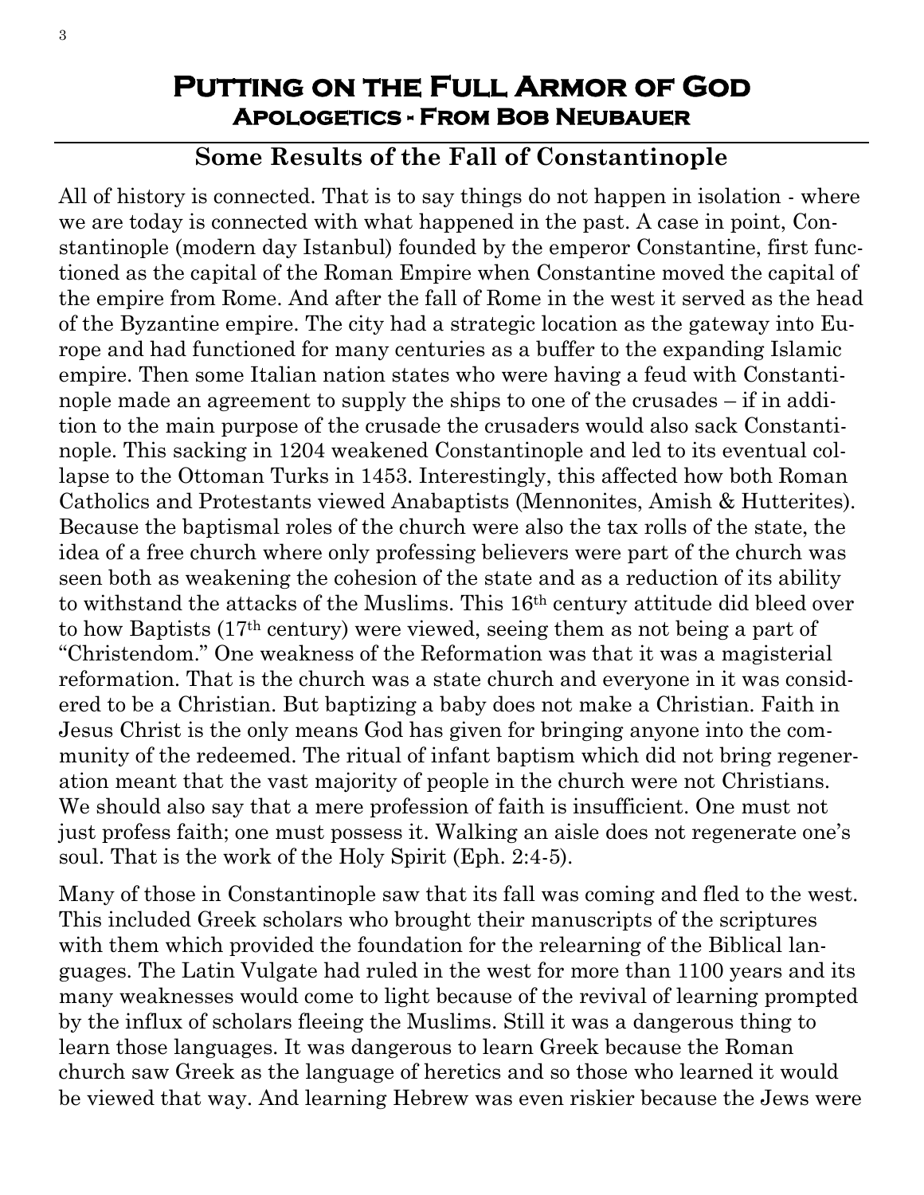# Putting on the Full Armor of God
## Apologetics - From Bob Neubauer

### Some Results of the Fall of Constantinople

All of history is connected. That is to say things do not happen in isolation - where we are today is connected with what happened in the past. A case in point, Constantinople (modern day Istanbul) founded by the emperor Constantine, first functioned as the capital of the Roman Empire when Constantine moved the capital of the empire from Rome. And after the fall of Rome in the west it served as the head of the Byzantine empire. The city had a strategic location as the gateway into Europe and had functioned for many centuries as a buffer to the expanding Islamic empire. Then some Italian nation states who were having a feud with Constantinople made an agreement to supply the ships to one of the crusades – if in addition to the main purpose of the crusade the crusaders would also sack Constantinople. This sacking in 1204 weakened Constantinople and led to its eventual collapse to the Ottoman Turks in 1453. Interestingly, this affected how both Roman Catholics and Protestants viewed Anabaptists (Mennonites, Amish & Hutterites). Because the baptismal roles of the church were also the tax rolls of the state, the idea of a free church where only professing believers were part of the church was seen both as weakening the cohesion of the state and as a reduction of its ability to withstand the attacks of the Muslims. This 16th century attitude did bleed over to how Baptists (17th century) were viewed, seeing them as not being a part of "Christendom." One weakness of the Reformation was that it was a magisterial reformation. That is the church was a state church and everyone in it was considered to be a Christian. But baptizing a baby does not make a Christian. Faith in Jesus Christ is the only means God has given for bringing anyone into the community of the redeemed. The ritual of infant baptism which did not bring regeneration meant that the vast majority of people in the church were not Christians. We should also say that a mere profession of faith is insufficient. One must not just profess faith; one must possess it. Walking an aisle does not regenerate one's soul. That is the work of the Holy Spirit (Eph. 2:4-5).

Many of those in Constantinople saw that its fall was coming and fled to the west. This included Greek scholars who brought their manuscripts of the scriptures with them which provided the foundation for the relearning of the Biblical languages. The Latin Vulgate had ruled in the west for more than 1100 years and its many weaknesses would come to light because of the revival of learning prompted by the influx of scholars fleeing the Muslims. Still it was a dangerous thing to learn those languages. It was dangerous to learn Greek because the Roman church saw Greek as the language of heretics and so those who learned it would be viewed that way. And learning Hebrew was even riskier because the Jews were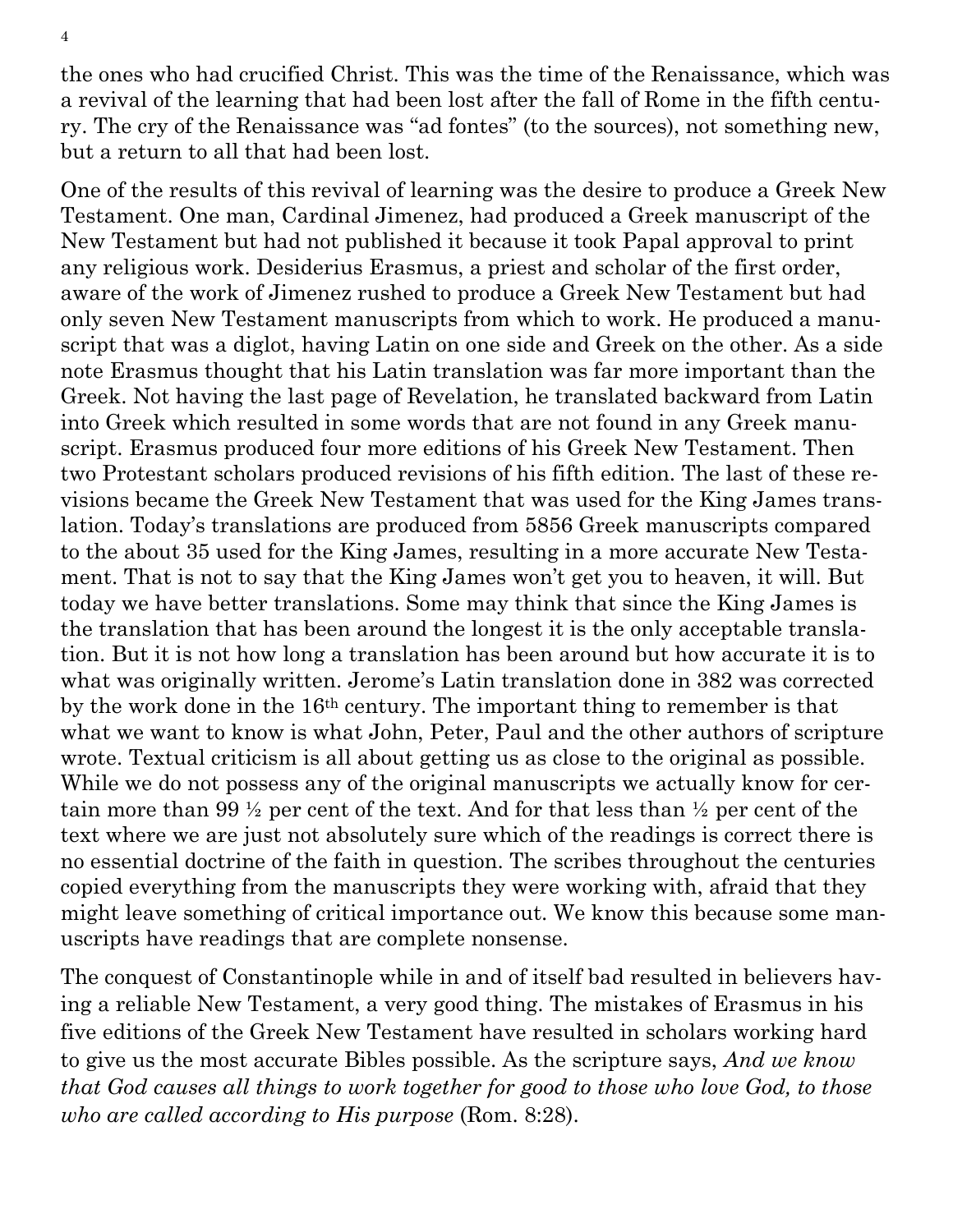the ones who had crucified Christ. This was the time of the Renaissance, which was a revival of the learning that had been lost after the fall of Rome in the fifth century. The cry of the Renaissance was "ad fontes" (to the sources), not something new, but a return to all that had been lost.

One of the results of this revival of learning was the desire to produce a Greek New Testament. One man, Cardinal Jimenez, had produced a Greek manuscript of the New Testament but had not published it because it took Papal approval to print any religious work. Desiderius Erasmus, a priest and scholar of the first order, aware of the work of Jimenez rushed to produce a Greek New Testament but had only seven New Testament manuscripts from which to work. He produced a manuscript that was a diglot, having Latin on one side and Greek on the other. As a side note Erasmus thought that his Latin translation was far more important than the Greek. Not having the last page of Revelation, he translated backward from Latin into Greek which resulted in some words that are not found in any Greek manuscript. Erasmus produced four more editions of his Greek New Testament. Then two Protestant scholars produced revisions of his fifth edition. The last of these revisions became the Greek New Testament that was used for the King James translation. Today's translations are produced from 5856 Greek manuscripts compared to the about 35 used for the King James, resulting in a more accurate New Testament. That is not to say that the King James won't get you to heaven, it will. But today we have better translations. Some may think that since the King James is the translation that has been around the longest it is the only acceptable translation. But it is not how long a translation has been around but how accurate it is to what was originally written. Jerome's Latin translation done in 382 was corrected by the work done in the 16th century. The important thing to remember is that what we want to know is what John, Peter, Paul and the other authors of scripture wrote. Textual criticism is all about getting us as close to the original as possible. While we do not possess any of the original manuscripts we actually know for certain more than 99 ½ per cent of the text. And for that less than ½ per cent of the text where we are just not absolutely sure which of the readings is correct there is no essential doctrine of the faith in question. The scribes throughout the centuries copied everything from the manuscripts they were working with, afraid that they might leave something of critical importance out. We know this because some manuscripts have readings that are complete nonsense.

The conquest of Constantinople while in and of itself bad resulted in believers having a reliable New Testament, a very good thing. The mistakes of Erasmus in his five editions of the Greek New Testament have resulted in scholars working hard to give us the most accurate Bibles possible. As the scripture says, *And we know that God causes all things to work together for good to those who love God, to those who are called according to His purpose* (Rom. 8:28).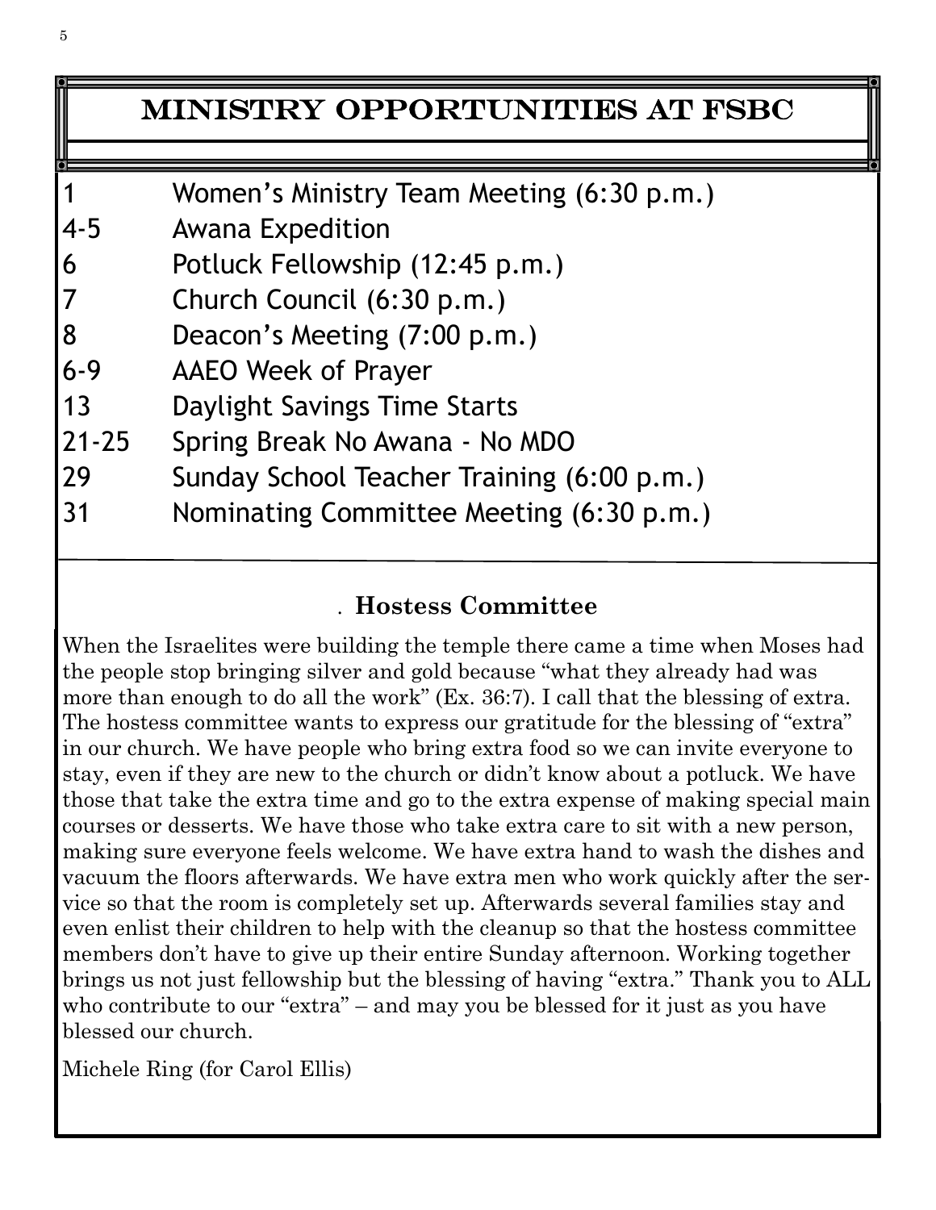## MINISTRY OPPORTUNITIES AT FSBC

| | |
|---|---|
| 1 | Women's Ministry Team Meeting (6:30 p.m.) |
| 4-5 | Awana Expedition |
| 6 | Potluck Fellowship (12:45 p.m.) |
| 7 | Church Council (6:30 p.m.) |
| 8 | Deacon's Meeting (7:00 p.m.) |
| 6-9 | AAEO Week of Prayer |
| 13 | Daylight Savings Time Starts |
| 21-25 | Spring Break No Awana - No MDO |
| 29 | Sunday School Teacher Training (6:00 p.m.) |
| 31 | Nominating Committee Meeting (6:30 p.m.) |

### Hostess Committee

When the Israelites were building the temple there came a time when Moses had the people stop bringing silver and gold because "what they already had was more than enough to do all the work" (Ex. 36:7). I call that the blessing of extra. The hostess committee wants to express our gratitude for the blessing of "extra" in our church. We have people who bring extra food so we can invite everyone to stay, even if they are new to the church or didn't know about a potluck. We have those that take the extra time and go to the extra expense of making special main courses or desserts. We have those who take extra care to sit with a new person, making sure everyone feels welcome. We have extra hand to wash the dishes and vacuum the floors afterwards. We have extra men who work quickly after the service so that the room is completely set up. Afterwards several families stay and even enlist their children to help with the cleanup so that the hostess committee members don't have to give up their entire Sunday afternoon. Working together brings us not just fellowship but the blessing of having "extra." Thank you to ALL who contribute to our "extra" – and may you be blessed for it just as you have blessed our church.

Michele Ring (for Carol Ellis)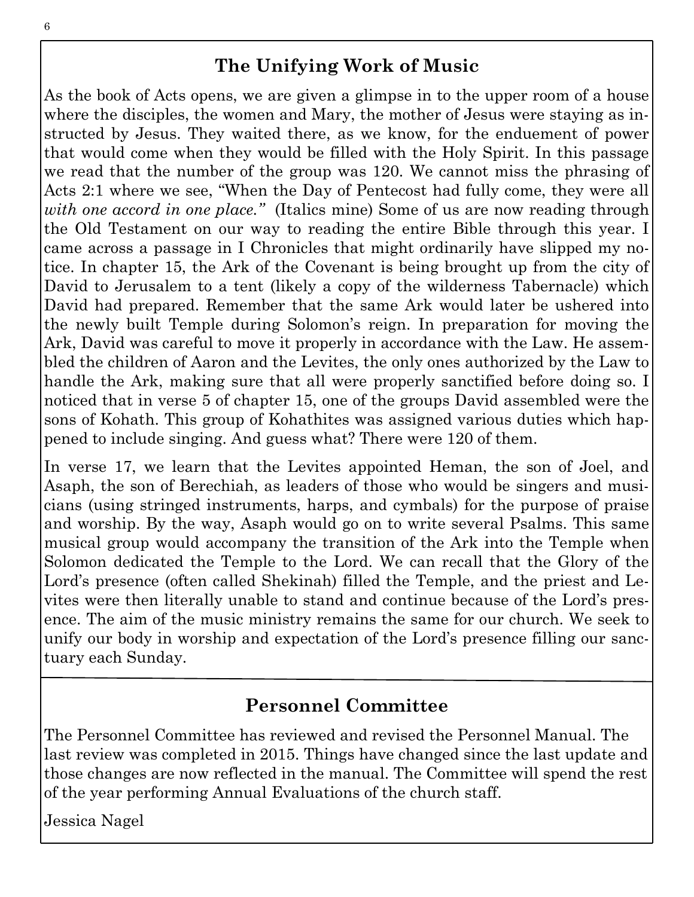## The Unifying Work of Music

As the book of Acts opens, we are given a glimpse in to the upper room of a house where the disciples, the women and Mary, the mother of Jesus were staying as instructed by Jesus. They waited there, as we know, for the enduement of power that would come when they would be filled with the Holy Spirit. In this passage we read that the number of the group was 120. We cannot miss the phrasing of Acts 2:1 where we see, "When the Day of Pentecost had fully come, they were all *with one accord in one place."* (Italics mine) Some of us are now reading through the Old Testament on our way to reading the entire Bible through this year. I came across a passage in I Chronicles that might ordinarily have slipped my notice. In chapter 15, the Ark of the Covenant is being brought up from the city of David to Jerusalem to a tent (likely a copy of the wilderness Tabernacle) which David had prepared. Remember that the same Ark would later be ushered into the newly built Temple during Solomon's reign. In preparation for moving the Ark, David was careful to move it properly in accordance with the Law. He assembled the children of Aaron and the Levites, the only ones authorized by the Law to handle the Ark, making sure that all were properly sanctified before doing so. I noticed that in verse 5 of chapter 15, one of the groups David assembled were the sons of Kohath. This group of Kohathites was assigned various duties which happened to include singing. And guess what? There were 120 of them.

In verse 17, we learn that the Levites appointed Heman, the son of Joel, and Asaph, the son of Berechiah, as leaders of those who would be singers and musicians (using stringed instruments, harps, and cymbals) for the purpose of praise and worship. By the way, Asaph would go on to write several Psalms. This same musical group would accompany the transition of the Ark into the Temple when Solomon dedicated the Temple to the Lord. We can recall that the Glory of the Lord's presence (often called Shekinah) filled the Temple, and the priest and Levites were then literally unable to stand and continue because of the Lord's presence. The aim of the music ministry remains the same for our church. We seek to unify our body in worship and expectation of the Lord's presence filling our sanctuary each Sunday.

## Personnel Committee

The Personnel Committee has reviewed and revised the Personnel Manual. The last review was completed in 2015. Things have changed since the last update and those changes are now reflected in the manual. The Committee will spend the rest of the year performing Annual Evaluations of the church staff.

Jessica Nagel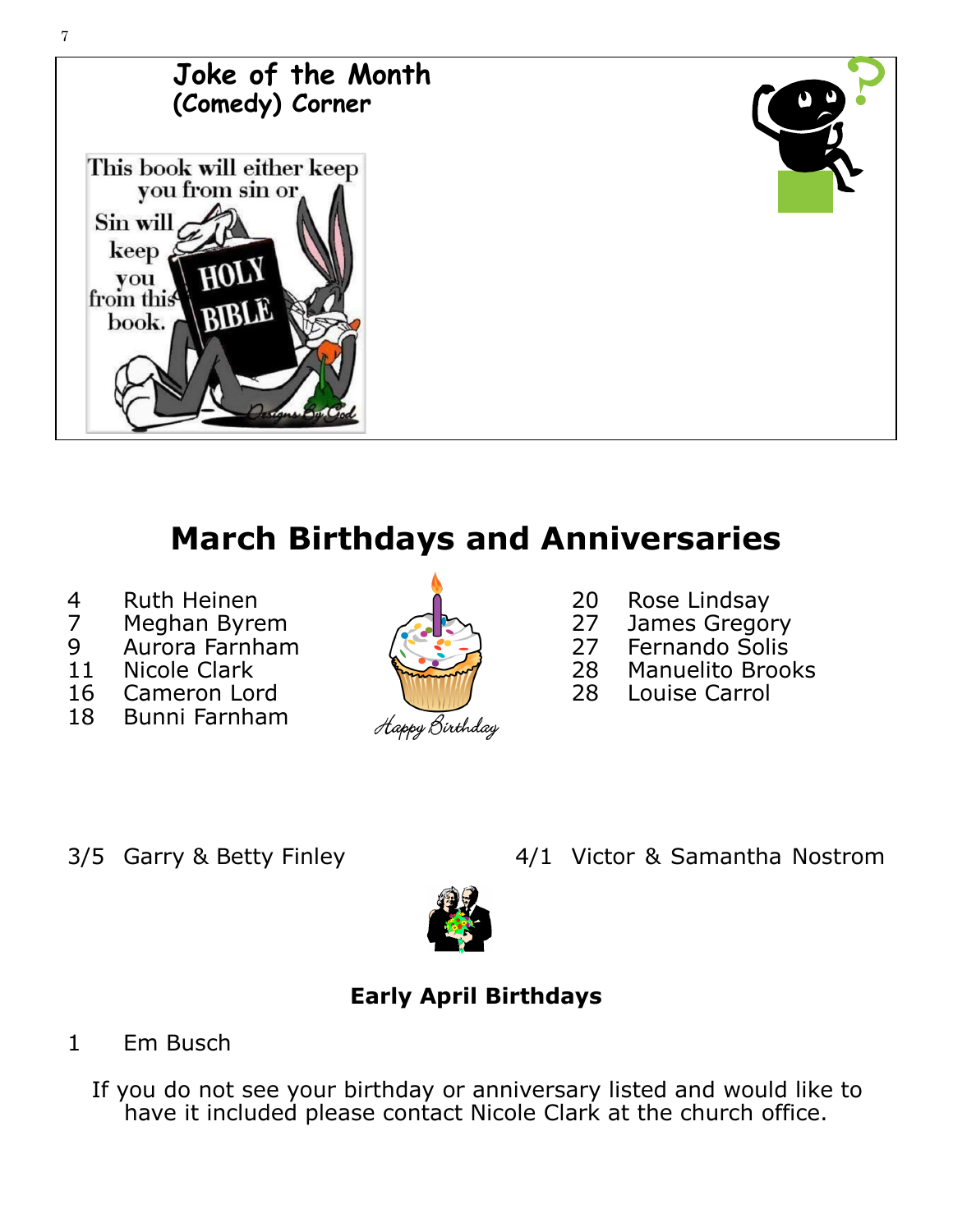## Joke of the Month
### (Comedy) Corner

This book will either keep you from sin or Sin will keep you from this book.

HOLY BIBLE

# March Birthdays and Anniversaries

4 Ruth Heinen
7 Meghan Byrem
9 Aurora Farnham
11 Nicole Clark
16 Cameron Lord
18 Bunni Farnham
20 Rose Lindsay
27 James Gregory
27 Fernando Solis
28 Manuelito Brooks
28 Louise Carrol

Happy Birthday

3/5 Garry & Betty Finley

4/1 Victor & Samantha Nostrom

**Early April Birthdays**

1 Em Busch

If you do not see your birthday or anniversary listed and would like to have it included please contact Nicole Clark at the church office.